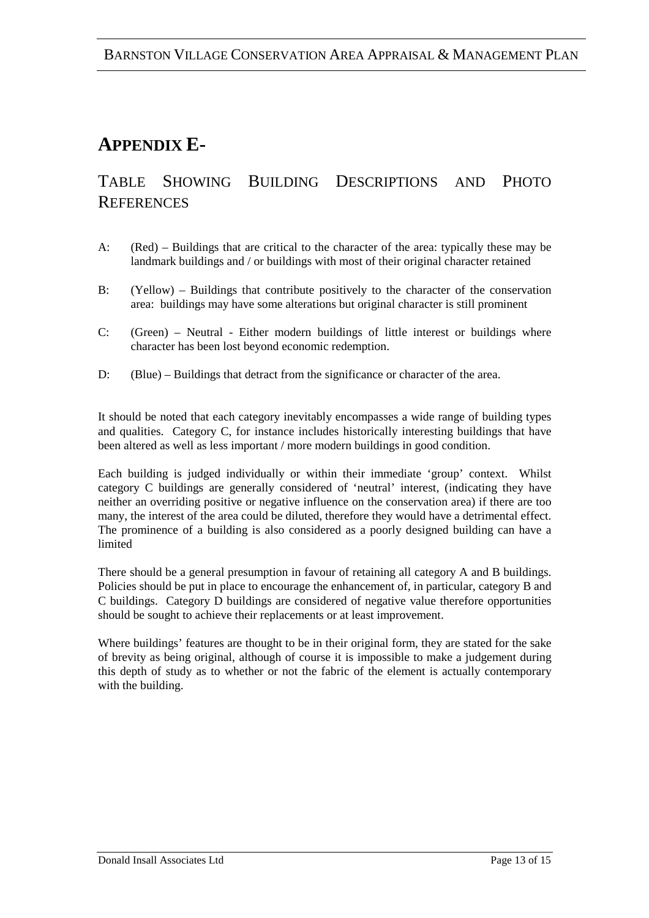# APPENDIX E-

## TABLE SHOWING BUILDING DESCRIPTIONS AND PHOTO REFERENCES

A: (Red) – Buildings that are critical to the character of the area: typically these may be landmark buildings and / or buildings with most of their original character retained

B: (Yellow) – Buildings that contribute positively to the character of the conservation area: buildings may have some alterations but original character is still prominent

C: (Green) – Neutral - Either modern buildings of little interest or buildings where character has been lost beyond economic redemption.

D: (Blue) – Buildings that detract from the significance or character of the area.

It should be noted that each category inevitably encompasses a wide range of building types and qualities. Category C, for instance includes historically interesting buildings that have been altered as well as less important / more modern buildings in good condition.

Each building is judged individually or within their immediate 'group' context. Whilst category C buildings are generally considered of 'neutral' interest, (indicating they have neither an overriding positive or negative influence on the conservation area) if there are too many, the interest of the area could be diluted, therefore they would have a detrimental effect. The prominence of a building is also considered as a poorly designed building can have a limited

There should be a general presumption in favour of retaining all category A and B buildings. Policies should be put in place to encourage the enhancement of, in particular, category B and C buildings. Category D buildings are considered of negative value therefore opportunities should be sought to achieve their replacements or at least improvement.

Where buildings' features are thought to be in their original form, they are stated for the sake of brevity as being original, although of course it is impossible to make a judgement during this depth of study as to whether or not the fabric of the element is actually contemporary with the building.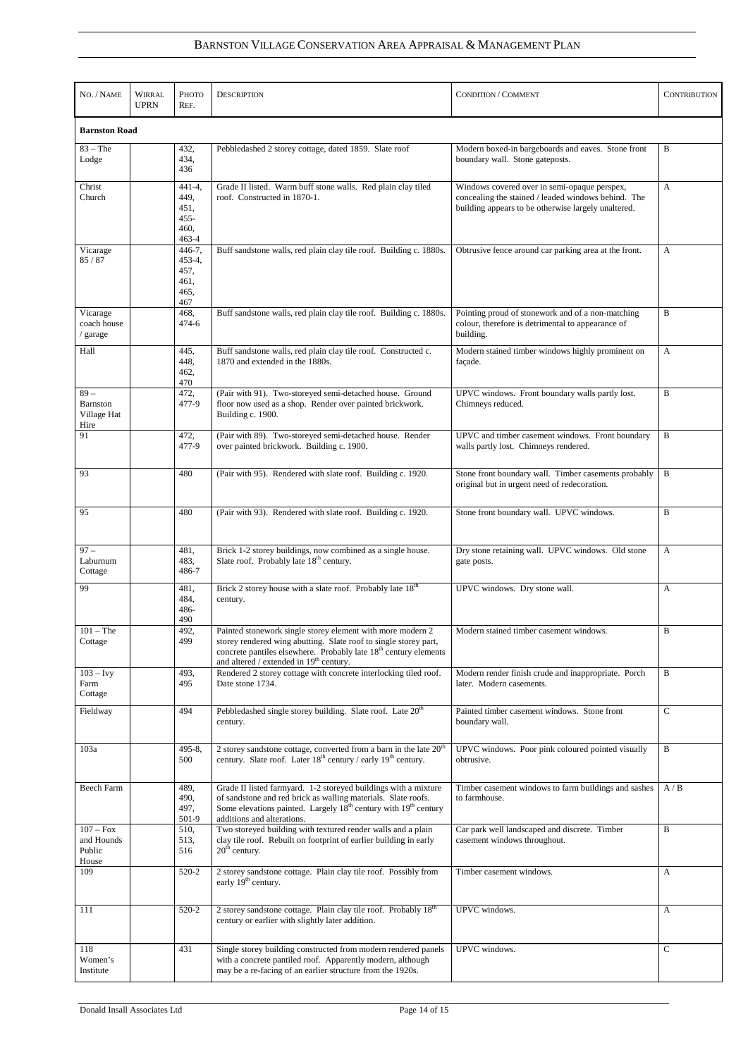| No. / Name | Wirral UPRN | Photo Ref. | Description | Condition / Comment | Contribution |
|---|---|---|---|---|---|
| **Barnston Road** | | | | | |
| 83 – The Lodge | | 432, 434, 436 | Pebbledashed 2 storey cottage, dated 1859. Slate roof | Modern boxed-in bargeboards and eaves. Stone front boundary wall. Stone gateposts. | B |
| Christ Church | | 441-4, 449, 451, 455-460, 463-4 | Grade II listed. Warm buff stone walls. Red plain clay tiled roof. Constructed in 1870-1. | Windows covered over in semi-opaque perspex, concealing the stained / leaded windows behind. The building appears to be otherwise largely unaltered. | A |
| Vicarage 85 / 87 | | 446-7, 453-4, 457, 461, 465, 467 | Buff sandstone walls, red plain clay tile roof. Building c. 1880s. | Obtrusive fence around car parking area at the front. | A |
| Vicarage coach house / garage | | 468, 474-6 | Buff sandstone walls, red plain clay tile roof. Building c. 1880s. | Pointing proud of stonework and of a non-matching colour, therefore is detrimental to appearance of building. | B |
| Hall | | 445, 448, 462, 470 | Buff sandstone walls, red plain clay tile roof. Constructed c. 1870 and extended in the 1880s. | Modern stained timber windows highly prominent on façade. | A |
| 89 – Barnston Village Hat Hire | | 472, 477-9 | (Pair with 91). Two-storeyed semi-detached house. Ground floor now used as a shop. Render over painted brickwork. Building c. 1900. | UPVC windows. Front boundary walls partly lost. Chimneys reduced. | B |
| 91 | | 472, 477-9 | (Pair with 89). Two-storeyed semi-detached house. Render over painted brickwork. Building c. 1900. | UPVC and timber casement windows. Front boundary walls partly lost. Chimneys rendered. | B |
| 93 | | 480 | (Pair with 95). Rendered with slate roof. Building c. 1920. | Stone front boundary wall. Timber casements probably original but in urgent need of redecoration. | B |
| 95 | | 480 | (Pair with 93). Rendered with slate roof. Building c. 1920. | Stone front boundary wall. UPVC windows. | B |
| 97 – Laburnum Cottage | | 481, 483, 486-7 | Brick 1-2 storey buildings, now combined as a single house. Slate roof. Probably late 18th century. | Dry stone retaining wall. UPVC windows. Old stone gate posts. | A |
| 99 | | 481, 484, 486-490 | Brick 2 storey house with a slate roof. Probably late 18th century. | UPVC windows. Dry stone wall. | A |
| 101 – The Cottage | | 492, 499 | Painted stonework single storey element with more modern 2 storey rendered wing abutting. Slate roof to single storey part, concrete pantiles elsewhere. Probably late 18th century elements and altered / extended in 19th century. | Modern stained timber casement windows. | B |
| 103 – Ivy Farm Cottage | | 493, 495 | Rendered 2 storey cottage with concrete interlocking tiled roof. Date stone 1734. | Modern render finish crude and inappropriate. Porch later. Modern casements. | B |
| Fieldway | | 494 | Pebbledashed single storey building. Slate roof. Late 20th century. | Painted timber casement windows. Stone front boundary wall. | C |
| 103a | | 495-8, 500 | 2 storey sandstone cottage, converted from a barn in the late 20th century. Slate roof. Later 18th century / early 19th century. | UPVC windows. Poor pink coloured pointed visually obtrusive. | B |
| Beech Farm | | 489, 490, 497, 501-9 | Grade II listed farmyard. 1-2 storeyed buildings with a mixture of sandstone and red brick as walling materials. Slate roofs. Some elevations painted. Largely 18th century with 19th century additions and alterations. | Timber casement windows to farm buildings and sashes to farmhouse. | A / B |
| 107 – Fox and Hounds Public House | | 510, 513, 516 | Two storeyed building with textured render walls and a plain clay tile roof. Rebuilt on footprint of earlier building in early 20th century. | Car park well landscaped and discrete. Timber casement windows throughout. | B |
| 109 | | 520-2 | 2 storey sandstone cottage. Plain clay tile roof. Possibly from early 19th century. | Timber casement windows. | A |
| 111 | | 520-2 | 2 storey sandstone cottage. Plain clay tile roof. Probably 18th century or earlier with slightly later addition. | UPVC windows. | A |
| 118 Women's Institute | | 431 | Single storey building constructed from modern rendered panels with a concrete pantiled roof. Apparently modern, although may be a re-facing of an earlier structure from the 1920s. | UPVC windows. | C |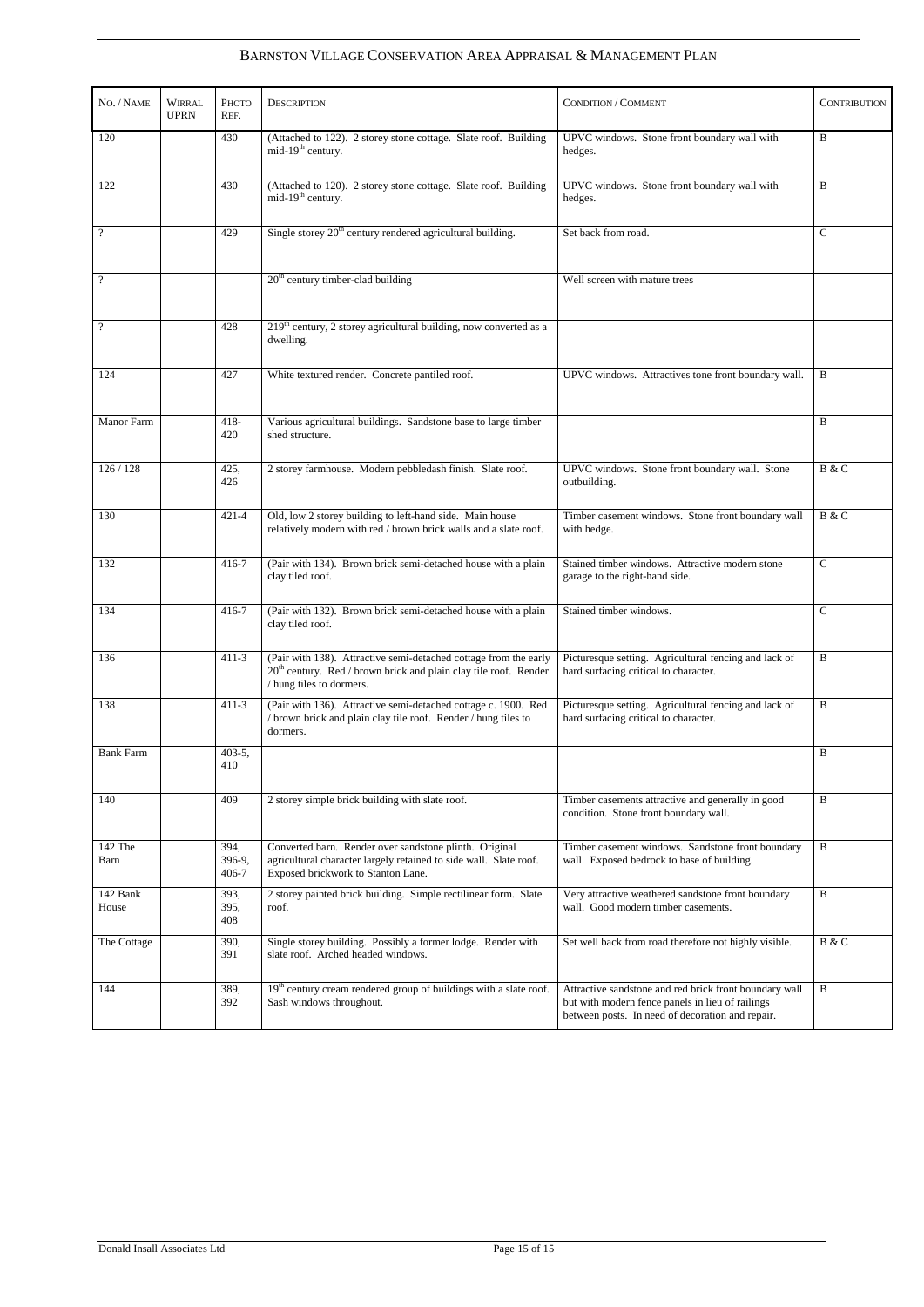| No. / Name | Wirral UPRN | Photo Ref. | Description | Condition / Comment | Contribution |
|---|---|---|---|---|---|
| 120 | | 430 | (Attached to 122). 2 storey stone cottage. Slate roof. Building mid-19th century. | UPVC windows. Stone front boundary wall with hedges. | B |
| 122 | | 430 | (Attached to 120). 2 storey stone cottage. Slate roof. Building mid-19th century. | UPVC windows. Stone front boundary wall with hedges. | B |
| ? | | 429 | Single storey 20th century rendered agricultural building. | Set back from road. | C |
| ? | | | 20th century timber-clad building | Well screen with mature trees | |
| ? | | 428 | 219th century, 2 storey agricultural building, now converted as a dwelling. | | |
| 124 | | 427 | White textured render. Concrete pantiled roof. | UPVC windows. Attractives tone front boundary wall. | B |
| Manor Farm | | 418-420 | Various agricultural buildings. Sandstone base to large timber shed structure. | | B |
| 126 / 128 | | 425, 426 | 2 storey farmhouse. Modern pebbledash finish. Slate roof. | UPVC windows. Stone front boundary wall. Stone outbuilding. | B & C |
| 130 | | 421-4 | Old, low 2 storey building to left-hand side. Main house relatively modern with red / brown brick walls and a slate roof. | Timber casement windows. Stone front boundary wall with hedge. | B & C |
| 132 | | 416-7 | (Pair with 134). Brown brick semi-detached house with a plain clay tiled roof. | Stained timber windows. Attractive modern stone garage to the right-hand side. | C |
| 134 | | 416-7 | (Pair with 132). Brown brick semi-detached house with a plain clay tiled roof. | Stained timber windows. | C |
| 136 | | 411-3 | (Pair with 138). Attractive semi-detached cottage from the early 20th century. Red / brown brick and plain clay tile roof. Render / hung tiles to dormers. | Picturesque setting. Agricultural fencing and lack of hard surfacing critical to character. | B |
| 138 | | 411-3 | (Pair with 136). Attractive semi-detached cottage c. 1900. Red / brown brick and plain clay tile roof. Render / hung tiles to dormers. | Picturesque setting. Agricultural fencing and lack of hard surfacing critical to character. | B |
| Bank Farm | | 403-5, 410 | | | B |
| 140 | | 409 | 2 storey simple brick building with slate roof. | Timber casements attractive and generally in good condition. Stone front boundary wall. | B |
| 142 The Barn | | 394, 396-9, 406-7 | Converted barn. Render over sandstone plinth. Original agricultural character largely retained to side wall. Slate roof. Exposed brickwork to Stanton Lane. | Timber casement windows. Sandstone front boundary wall. Exposed bedrock to base of building. | B |
| 142 Bank House | | 393, 395, 408 | 2 storey painted brick building. Simple rectilinear form. Slate roof. | Very attractive weathered sandstone front boundary wall. Good modern timber casements. | B |
| The Cottage | | 390, 391 | Single storey building. Possibly a former lodge. Render with slate roof. Arched headed windows. | Set well back from road therefore not highly visible. | B & C |
| 144 | | 389, 392 | 19th century cream rendered group of buildings with a slate roof. Sash windows throughout. | Attractive sandstone and red brick front boundary wall but with modern fence panels in lieu of railings between posts. In need of decoration and repair. | B |